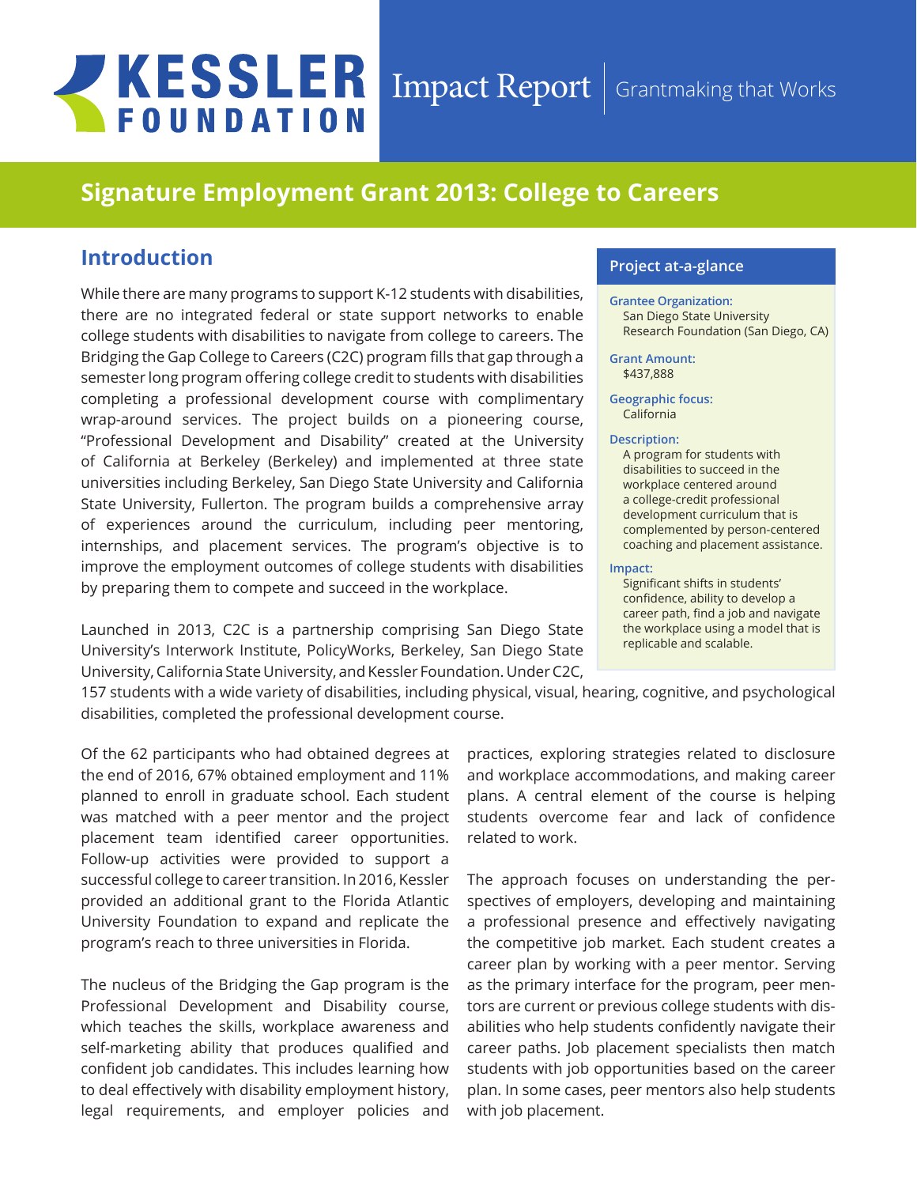# KESSLER FOUNDATION

Impact Report | Grantmaking that Works

## Signature Employment Grant 2013: College to Careers

### Introduction

While there are many programs to support K-12 students with disabilities, there are no integrated federal or state support networks to enable college students with disabilities to navigate from college to careers. The Bridging the Gap College to Careers (C2C) program fills that gap through a semester long program offering college credit to students with disabilities completing a professional development course with complimentary wrap-around services. The project builds on a pioneering course, "Professional Development and Disability" created at the University of California at Berkeley (Berkeley) and implemented at three state universities including Berkeley, San Diego State University and California State University, Fullerton. The program builds a comprehensive array of experiences around the curriculum, including peer mentoring, internships, and placement services. The program's objective is to improve the employment outcomes of college students with disabilities by preparing them to compete and succeed in the workplace.

Launched in 2013, C2C is a partnership comprising San Diego State University's Interwork Institute, PolicyWorks, Berkeley, San Diego State University, California State University, and Kessler Foundation. Under C2C, 157 students with a wide variety of disabilities, including physical, visual, hearing, cognitive, and psychological disabilities, completed the professional development course.

**Project at-a-glance**

**Grantee Organization:**
San Diego State University Research Foundation (San Diego, CA)

**Grant Amount:**
$437,888

**Geographic focus:**
California

**Description:**
A program for students with disabilities to succeed in the workplace centered around a college-credit professional development curriculum that is complemented by person-centered coaching and placement assistance.

**Impact:**
Significant shifts in students' confidence, ability to develop a career path, find a job and navigate the workplace using a model that is replicable and scalable.

Of the 62 participants who had obtained degrees at the end of 2016, 67% obtained employment and 11% planned to enroll in graduate school. Each student was matched with a peer mentor and the project placement team identified career opportunities. Follow-up activities were provided to support a successful college to career transition. In 2016, Kessler provided an additional grant to the Florida Atlantic University Foundation to expand and replicate the program's reach to three universities in Florida.

The nucleus of the Bridging the Gap program is the Professional Development and Disability course, which teaches the skills, workplace awareness and self-marketing ability that produces qualified and confident job candidates. This includes learning how to deal effectively with disability employment history, legal requirements, and employer policies and practices, exploring strategies related to disclosure and workplace accommodations, and making career plans. A central element of the course is helping students overcome fear and lack of confidence related to work.

The approach focuses on understanding the perspectives of employers, developing and maintaining a professional presence and effectively navigating the competitive job market. Each student creates a career plan by working with a peer mentor. Serving as the primary interface for the program, peer mentors are current or previous college students with disabilities who help students confidently navigate their career paths. Job placement specialists then match students with job opportunities based on the career plan. In some cases, peer mentors also help students with job placement.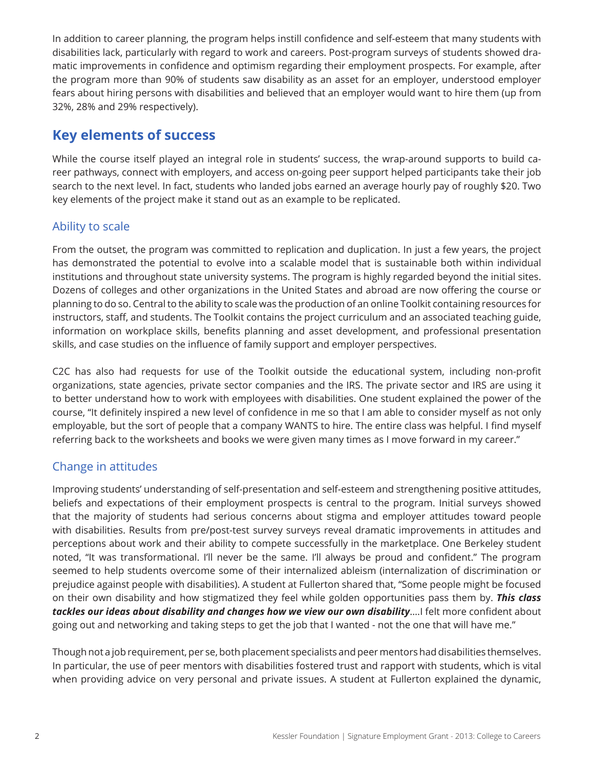In addition to career planning, the program helps instill confidence and self-esteem that many students with disabilities lack, particularly with regard to work and careers. Post-program surveys of students showed dramatic improvements in confidence and optimism regarding their employment prospects. For example, after the program more than 90% of students saw disability as an asset for an employer, understood employer fears about hiring persons with disabilities and believed that an employer would want to hire them (up from 32%, 28% and 29% respectively).

## Key elements of success

While the course itself played an integral role in students' success, the wrap-around supports to build career pathways, connect with employers, and access on-going peer support helped participants take their job search to the next level. In fact, students who landed jobs earned an average hourly pay of roughly $20. Two key elements of the project make it stand out as an example to be replicated.

### Ability to scale

From the outset, the program was committed to replication and duplication. In just a few years, the project has demonstrated the potential to evolve into a scalable model that is sustainable both within individual institutions and throughout state university systems. The program is highly regarded beyond the initial sites. Dozens of colleges and other organizations in the United States and abroad are now offering the course or planning to do so. Central to the ability to scale was the production of an online Toolkit containing resources for instructors, staff, and students. The Toolkit contains the project curriculum and an associated teaching guide, information on workplace skills, benefits planning and asset development, and professional presentation skills, and case studies on the influence of family support and employer perspectives.

C2C has also had requests for use of the Toolkit outside the educational system, including non-profit organizations, state agencies, private sector companies and the IRS. The private sector and IRS are using it to better understand how to work with employees with disabilities. One student explained the power of the course, "It definitely inspired a new level of confidence in me so that I am able to consider myself as not only employable, but the sort of people that a company WANTS to hire. The entire class was helpful. I find myself referring back to the worksheets and books we were given many times as I move forward in my career."

### Change in attitudes

Improving students' understanding of self-presentation and self-esteem and strengthening positive attitudes, beliefs and expectations of their employment prospects is central to the program. Initial surveys showed that the majority of students had serious concerns about stigma and employer attitudes toward people with disabilities. Results from pre/post-test survey surveys reveal dramatic improvements in attitudes and perceptions about work and their ability to compete successfully in the marketplace. One Berkeley student noted, "It was transformational. I'll never be the same. I'll always be proud and confident." The program seemed to help students overcome some of their internalized ableism (internalization of discrimination or prejudice against people with disabilities). A student at Fullerton shared that, "Some people might be focused on their own disability and how stigmatized they feel while golden opportunities pass them by. ***This class tackles our ideas about disability and changes how we view our own disability***....I felt more confident about going out and networking and taking steps to get the job that I wanted - not the one that will have me."

Though not a job requirement, per se, both placement specialists and peer mentors had disabilities themselves. In particular, the use of peer mentors with disabilities fostered trust and rapport with students, which is vital when providing advice on very personal and private issues. A student at Fullerton explained the dynamic,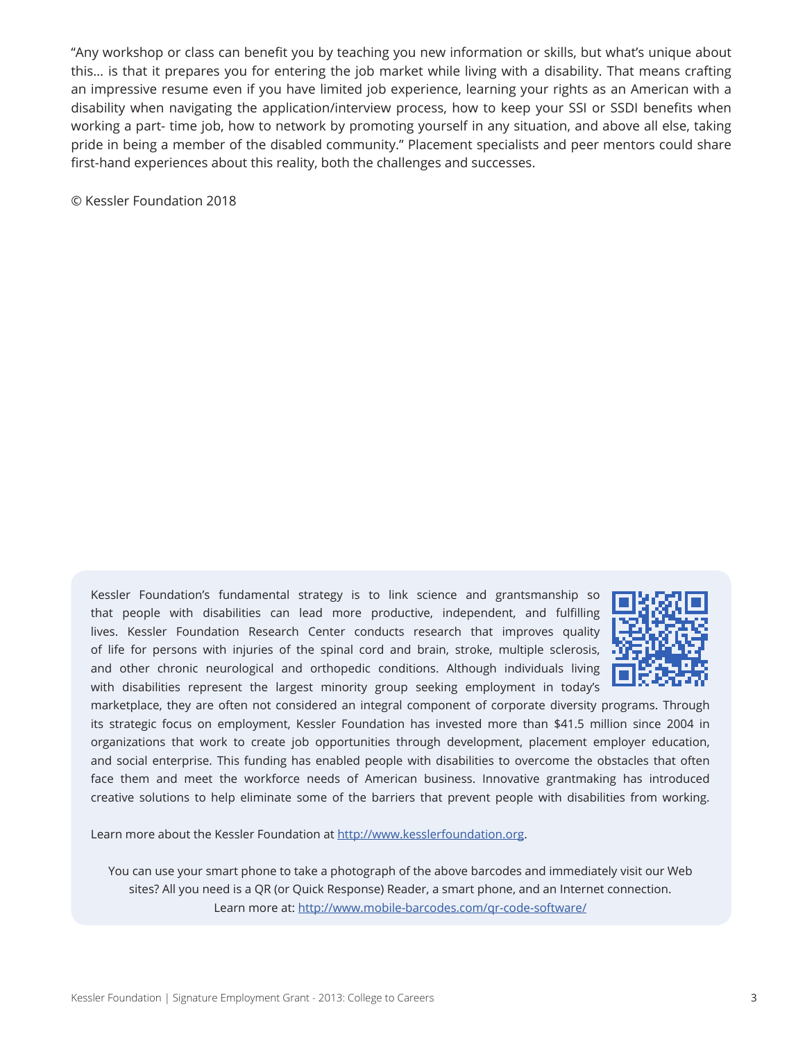"Any workshop or class can benefit you by teaching you new information or skills, but what's unique about this… is that it prepares you for entering the job market while living with a disability. That means crafting an impressive resume even if you have limited job experience, learning your rights as an American with a disability when navigating the application/interview process, how to keep your SSI or SSDI benefits when working a part- time job, how to network by promoting yourself in any situation, and above all else, taking pride in being a member of the disabled community." Placement specialists and peer mentors could share first-hand experiences about this reality, both the challenges and successes.

© Kessler Foundation 2018

Kessler Foundation's fundamental strategy is to link science and grantsmanship so that people with disabilities can lead more productive, independent, and fulfilling lives. Kessler Foundation Research Center conducts research that improves quality of life for persons with injuries of the spinal cord and brain, stroke, multiple sclerosis, and other chronic neurological and orthopedic conditions. Although individuals living with disabilities represent the largest minority group seeking employment in today's marketplace, they are often not considered an integral component of corporate diversity programs. Through its strategic focus on employment, Kessler Foundation has invested more than $41.5 million since 2004 in organizations that work to create job opportunities through development, placement employer education, and social enterprise. This funding has enabled people with disabilities to overcome the obstacles that often face them and meet the workforce needs of American business. Innovative grantmaking has introduced creative solutions to help eliminate some of the barriers that prevent people with disabilities from working.

Learn more about the Kessler Foundation at http://www.kesslerfoundation.org.

You can use your smart phone to take a photograph of the above barcodes and immediately visit our Web sites? All you need is a QR (or Quick Response) Reader, a smart phone, and an Internet connection. Learn more at: http://www.mobile-barcodes.com/qr-code-software/